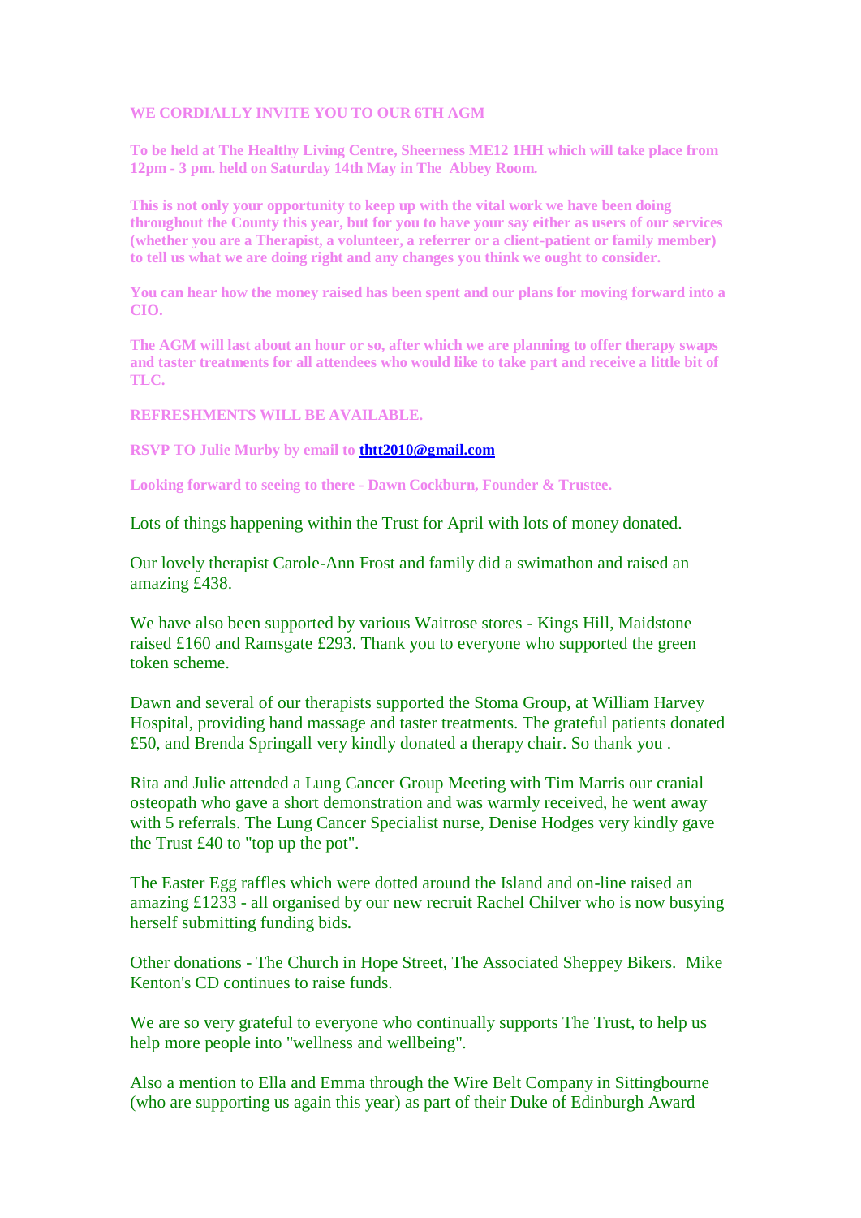**WE CORDIALLY INVITE YOU TO OUR 6TH AGM**

**To be held at The Healthy Living Centre, Sheerness ME12 1HH which will take place from 12pm - 3 pm. held on Saturday 14th May in The Abbey Room.**

**This is not only your opportunity to keep up with the vital work we have been doing throughout the County this year, but for you to have your say either as users of our services (whether you are a Therapist, a volunteer, a referrer or a client-patient or family member) to tell us what we are doing right and any changes you think we ought to consider.**

**You can hear how the money raised has been spent and our plans for moving forward into a CIO.**

**The AGM will last about an hour or so, after which we are planning to offer therapy swaps and taster treatments for all attendees who would like to take part and receive a little bit of TLC.**

**REFRESHMENTS WILL BE AVAILABLE.**

**RSVP TO Julie Murby by email to [thtt2010@gmail.com](mailto:thtt2010@gmail.com)**

**Looking forward to seeing to there - Dawn Cockburn, Founder & Trustee.**

Lots of things happening within the Trust for April with lots of money donated.

Our lovely therapist Carole-Ann Frost and family did a swimathon and raised an amazing £438.

We have also been supported by various Waitrose stores - Kings Hill, Maidstone raised £160 and Ramsgate £293. Thank you to everyone who supported the green token scheme.

Dawn and several of our therapists supported the Stoma Group, at William Harvey Hospital, providing hand massage and taster treatments. The grateful patients donated £50, and Brenda Springall very kindly donated a therapy chair. So thank you .

Rita and Julie attended a Lung Cancer Group Meeting with Tim Marris our cranial osteopath who gave a short demonstration and was warmly received, he went away with 5 referrals. The Lung Cancer Specialist nurse, Denise Hodges very kindly gave the Trust £40 to "top up the pot".

The Easter Egg raffles which were dotted around the Island and on-line raised an amazing £1233 - all organised by our new recruit Rachel Chilver who is now busying herself submitting funding bids.

Other donations - The Church in Hope Street, The Associated Sheppey Bikers. Mike Kenton's CD continues to raise funds.

We are so very grateful to everyone who continually supports The Trust, to help us help more people into "wellness and wellbeing".

Also a mention to Ella and Emma through the Wire Belt Company in Sittingbourne (who are supporting us again this year) as part of their Duke of Edinburgh Award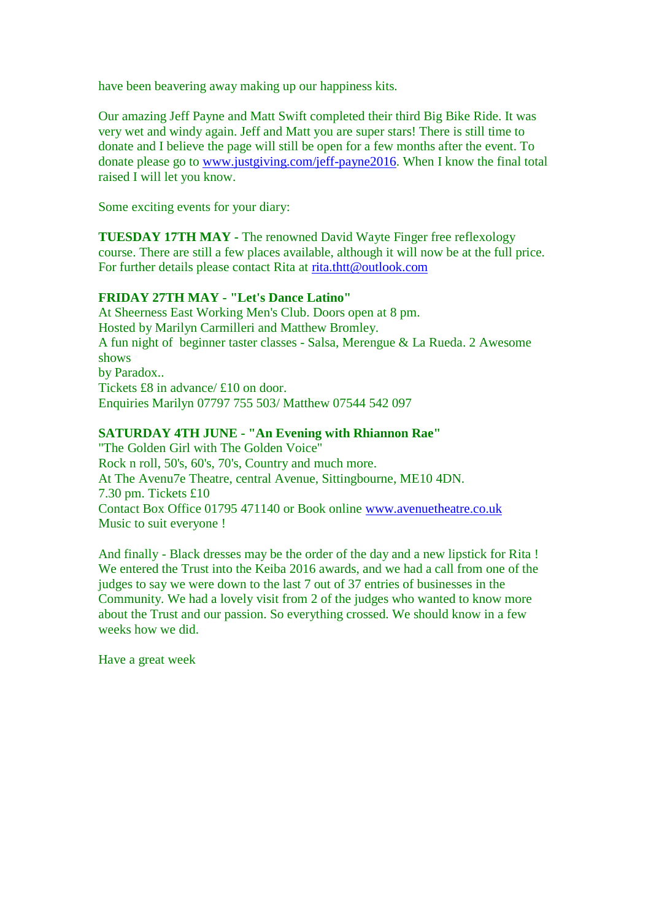have been beavering away making up our happiness kits.

Our amazing Jeff Payne and Matt Swift completed their third Big Bike Ride. It was very wet and windy again. Jeff and Matt you are super stars! There is still time to donate and I believe the page will still be open for a few months after the event. To donate please go to www.justgiving.com/jeff-payne2016. When I know the final total raised I will let you know.

Some exciting events for your diary:

**TUESDAY 17TH MAY -** The renowned David Wayte Finger free reflexology course. There are still a few places available, although it will now be at the full price. For further details please contact Rita at rita.thtt@outlook.com

**FRIDAY 27TH MAY - "Let's Dance Latino"**
At Sheerness East Working Men's Club. Doors open at 8 pm.
Hosted by Marilyn Carmilleri and Matthew Bromley.
A fun night of beginner taster classes - Salsa, Merengue & La Rueda. 2 Awesome shows
by Paradox..
Tickets £8 in advance/ £10 on door.
Enquiries Marilyn 07797 755 503/ Matthew 07544 542 097

**SATURDAY 4TH JUNE - "An Evening with Rhiannon Rae"**
"The Golden Girl with The Golden Voice"
Rock n roll, 50's, 60's, 70's, Country and much more.
At The Avenu7e Theatre, central Avenue, Sittingbourne, ME10 4DN.
7.30 pm. Tickets £10
Contact Box Office 01795 471140 or Book online www.avenuetheatre.co.uk
Music to suit everyone !

And finally - Black dresses may be the order of the day and a new lipstick for Rita ! We entered the Trust into the Keiba 2016 awards, and we had a call from one of the judges to say we were down to the last 7 out of 37 entries of businesses in the Community. We had a lovely visit from 2 of the judges who wanted to know more about the Trust and our passion. So everything crossed. We should know in a few weeks how we did.

Have a great week